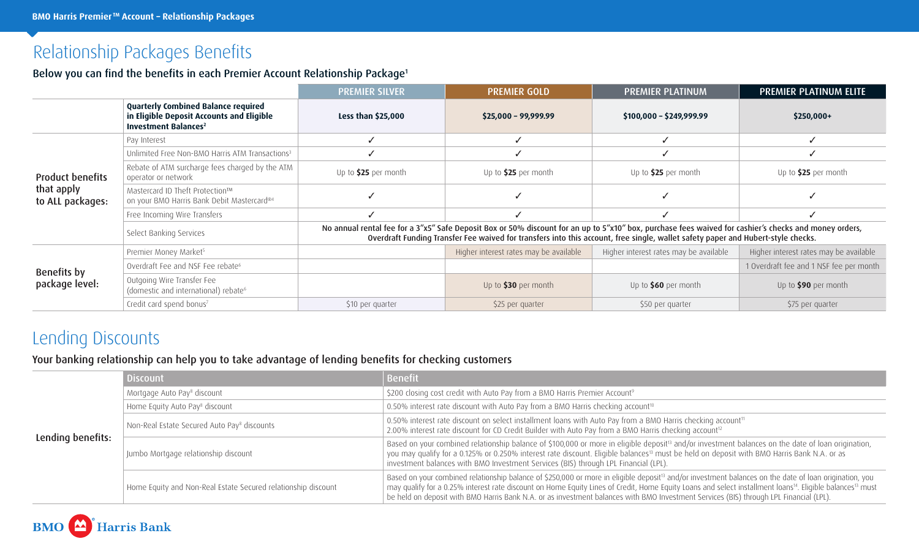# Relationship Packages Benefits

## Below you can find the benefits in each Premier Account Relationship Package[1]

| | | PREMIER SILVER | PREMIER GOLD | PREMIER PLATINUM | PREMIER PLATINUM ELITE |
|---|---|---|---|---|---|
| | **Quarterly Combined Balance required in Eligible Deposit Accounts and Eligible Investment Balances[2]** | **Less than $25,000** | **$25,000 – 99,999.99** | **$100,000 – $249,999.99** | **$250,000+** |
| **Product benefits that apply to ALL packages:** | Pay Interest | ✓ | ✓ | ✓ | ✓ |
| | Unlimited Free Non-BMO Harris ATM Transactions[3] | ✓ | ✓ | ✓ | ✓ |
| | Rebate of ATM surcharge fees charged by the ATM operator or network | Up to **$25** per month | Up to **$25** per month | Up to **$25** per month | Up to **$25** per month |
| | Mastercard ID Theft Protection™ on your BMO Harris Bank Debit Mastercard®[4] | ✓ | ✓ | ✓ | ✓ |
| | Free Incoming Wire Transfers | ✓ | ✓ | ✓ | ✓ |
| | Select Banking Services | **No annual rental fee for a 3"x5" Safe Deposit Box or 50% discount for an up to 5"x10" box, purchase fees waived for cashier's checks and money orders, Overdraft Funding Transfer Fee waived for transfers into this account, free single, wallet safety paper and Hubert-style checks.** | | | |
| **Benefits by package level:** | Premier Money Market[5] | | Higher interest rates may be available | Higher interest rates may be available | Higher interest rates may be available |
| | Overdraft Fee and NSF Fee rebate[6] | | | | 1 Overdraft fee and 1 NSF fee per month |
| | Outgoing Wire Transfer Fee (domestic and international) rebate[6] | | Up to **$30** per month | Up to **$60** per month | Up to **$90** per month |
| | Credit card spend bonus[7] | $10 per quarter | $25 per quarter | $50 per quarter | $75 per quarter |

# Lending Discounts

## Your banking relationship can help you to take advantage of lending benefits for checking customers

| | Discount | Benefit |
|---|---|---|
| **Lending benefits:** | Mortgage Auto Pay[8] discount | $200 closing cost credit with Auto Pay from a BMO Harris Premier Account[9] |
| | Home Equity Auto Pay[8] discount | 0.50% interest rate discount with Auto Pay from a BMO Harris checking account[10] |
| | Non-Real Estate Secured Auto Pay[8] discounts | 0.50% interest rate discount on select installment loans with Auto Pay from a BMO Harris checking account[11]<br>2.00% interest rate discount for CD Credit Builder with Auto Pay from a BMO Harris checking account[12] |
| | Jumbo Mortgage relationship discount | Based on your combined relationship balance of $100,000 or more in eligible deposit[13] and/or investment balances on the date of loan origination, you may qualify for a 0.125% or 0.250% interest rate discount. Eligible balances[13] must be held on deposit with BMO Harris Bank N.A. or as investment balances with BMO Investment Services (BIS) through LPL Financial (LPL). |
| | Home Equity and Non-Real Estate Secured relationship discount | Based on your combined relationship balance of $250,000 or more in eligible deposit[13] and/or investment balances on the date of loan origination, you may qualify for a 0.25% interest rate discount on Home Equity Lines of Credit, Home Equity Loans and select installment loans[14]. Eligible balances[13] must be held on deposit with BMO Harris Bank N.A. or as investment balances with BMO Investment Services (BIS) through LPL Financial (LPL). |

BMO Harris Bank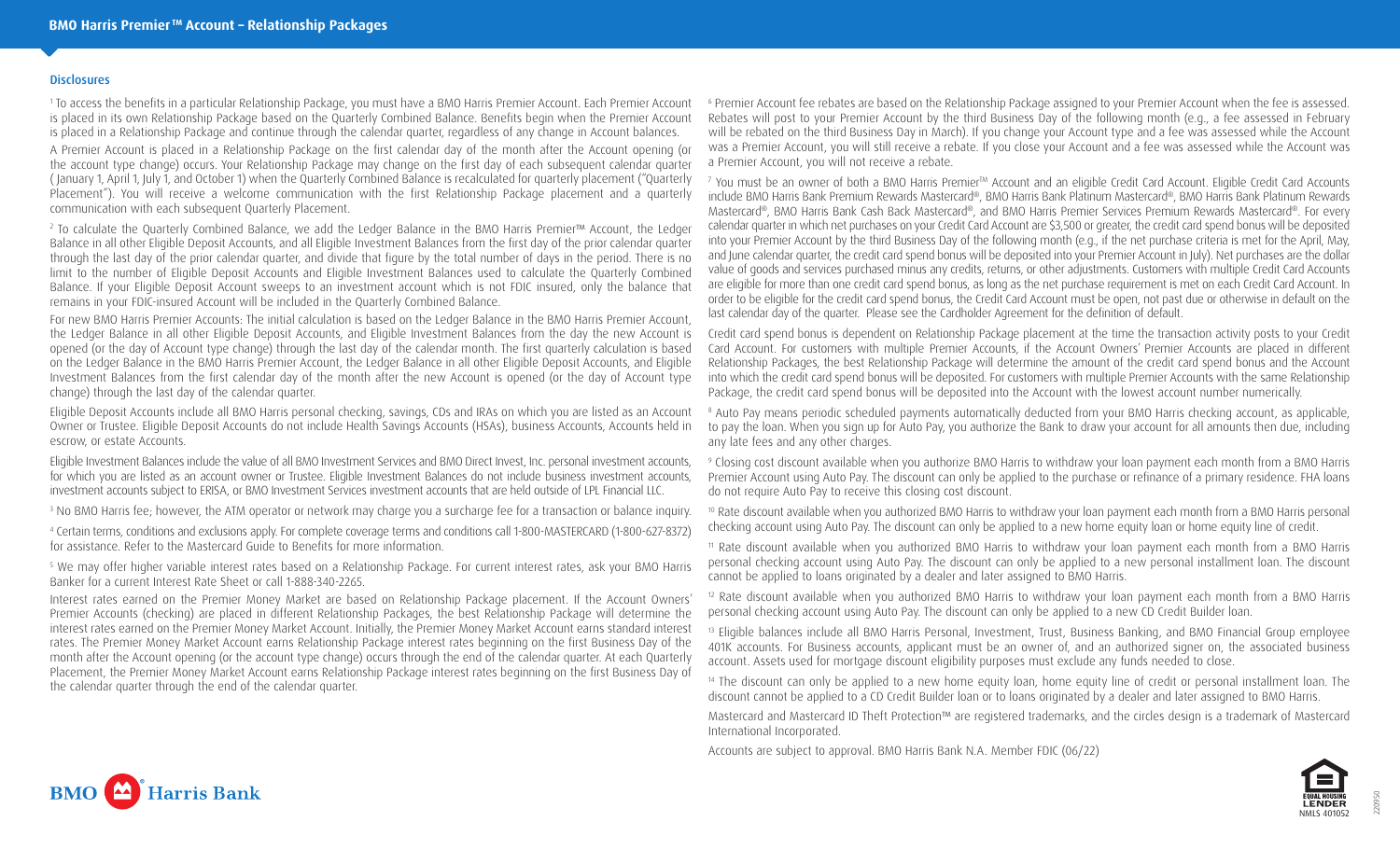## Disclosures

[1] To access the benefits in a particular Relationship Package, you must have a BMO Harris Premier Account. Each Premier Account is placed in its own Relationship Package based on the Quarterly Combined Balance. Benefits begin when the Premier Account is placed in a Relationship Package and continue through the calendar quarter, regardless of any change in Account balances.

A Premier Account is placed in a Relationship Package on the first calendar day of the month after the Account opening (or the account type change) occurs. Your Relationship Package may change on the first day of each subsequent calendar quarter ( January 1, April 1, July 1, and October 1) when the Quarterly Combined Balance is recalculated for quarterly placement ("Quarterly Placement"). You will receive a welcome communication with the first Relationship Package placement and a quarterly communication with each subsequent Quarterly Placement.

[2] To calculate the Quarterly Combined Balance, we add the Ledger Balance in the BMO Harris Premier™ Account, the Ledger Balance in all other Eligible Deposit Accounts, and all Eligible Investment Balances from the first day of the prior calendar quarter through the last day of the prior calendar quarter, and divide that figure by the total number of days in the period. There is no limit to the number of Eligible Deposit Accounts and Eligible Investment Balances used to calculate the Quarterly Combined Balance. If your Eligible Deposit Account sweeps to an investment account which is not FDIC insured, only the balance that remains in your FDIC-insured Account will be included in the Quarterly Combined Balance.

For new BMO Harris Premier Accounts: The initial calculation is based on the Ledger Balance in the BMO Harris Premier Account, the Ledger Balance in all other Eligible Deposit Accounts, and Eligible Investment Balances from the day the new Account is opened (or the day of Account type change) through the last day of the calendar month. The first quarterly calculation is based on the Ledger Balance in the BMO Harris Premier Account, the Ledger Balance in all other Eligible Deposit Accounts, and Eligible Investment Balances from the first calendar day of the month after the new Account is opened (or the day of Account type change) through the last day of the calendar quarter.

Eligible Deposit Accounts include all BMO Harris personal checking, savings, CDs and IRAs on which you are listed as an Account Owner or Trustee. Eligible Deposit Accounts do not include Health Savings Accounts (HSAs), business Accounts, Accounts held in escrow, or estate Accounts.

Eligible Investment Balances include the value of all BMO Investment Services and BMO Direct Invest, Inc. personal investment accounts, for which you are listed as an account owner or Trustee. Eligible Investment Balances do not include business investment accounts, investment accounts subject to ERISA, or BMO Investment Services investment accounts that are held outside of LPL Financial LLC.

[3] No BMO Harris fee; however, the ATM operator or network may charge you a surcharge fee for a transaction or balance inquiry.

[4] Certain terms, conditions and exclusions apply. For complete coverage terms and conditions call 1-800-MASTERCARD (1-800-627-8372) for assistance. Refer to the Mastercard Guide to Benefits for more information.

[5] We may offer higher variable interest rates based on a Relationship Package. For current interest rates, ask your BMO Harris Banker for a current Interest Rate Sheet or call 1-888-340-2265.

Interest rates earned on the Premier Money Market are based on Relationship Package placement. If the Account Owners' Premier Accounts (checking) are placed in different Relationship Packages, the best Relationship Package will determine the interest rates earned on the Premier Money Market Account. Initially, the Premier Money Market Account earns standard interest rates. The Premier Money Market Account earns Relationship Package interest rates beginning on the first Business Day of the month after the Account opening (or the account type change) occurs through the end of the calendar quarter. At each Quarterly Placement, the Premier Money Market Account earns Relationship Package interest rates beginning on the first Business Day of the calendar quarter through the end of the calendar quarter.

[6] Premier Account fee rebates are based on the Relationship Package assigned to your Premier Account when the fee is assessed. Rebates will post to your Premier Account by the third Business Day of the following month (e.g., a fee assessed in February will be rebated on the third Business Day in March). If you change your Account type and a fee was assessed while the Account was a Premier Account, you will still receive a rebate. If you close your Account and a fee was assessed while the Account was a Premier Account, you will not receive a rebate.

[7] You must be an owner of both a BMO Harris Premier™ Account and an eligible Credit Card Account. Eligible Credit Card Accounts include BMO Harris Bank Premium Rewards Mastercard®, BMO Harris Bank Platinum Mastercard®, BMO Harris Bank Platinum Rewards Mastercard®, BMO Harris Bank Cash Back Mastercard®, and BMO Harris Premier Services Premium Rewards Mastercard®. For every calendar quarter in which net purchases on your Credit Card Account are $3,500 or greater, the credit card spend bonus will be deposited into your Premier Account by the third Business Day of the following month (e.g., if the net purchase criteria is met for the April, May, and June calendar quarter, the credit card spend bonus will be deposited into your Premier Account in July). Net purchases are the dollar value of goods and services purchased minus any credits, returns, or other adjustments. Customers with multiple Credit Card Accounts are eligible for more than one credit card spend bonus, as long as the net purchase requirement is met on each Credit Card Account. In order to be eligible for the credit card spend bonus, the Credit Card Account must be open, not past due or otherwise in default on the last calendar day of the quarter. Please see the Cardholder Agreement for the definition of default.

Credit card spend bonus is dependent on Relationship Package placement at the time the transaction activity posts to your Credit Card Account. For customers with multiple Premier Accounts, if the Account Owners' Premier Accounts are placed in different Relationship Packages, the best Relationship Package will determine the amount of the credit card spend bonus and the Account into which the credit card spend bonus will be deposited. For customers with multiple Premier Accounts with the same Relationship Package, the credit card spend bonus will be deposited into the Account with the lowest account number numerically.

[8] Auto Pay means periodic scheduled payments automatically deducted from your BMO Harris checking account, as applicable, to pay the loan. When you sign up for Auto Pay, you authorize the Bank to draw your account for all amounts then due, including any late fees and any other charges.

[9] Closing cost discount available when you authorize BMO Harris to withdraw your loan payment each month from a BMO Harris Premier Account using Auto Pay. The discount can only be applied to the purchase or refinance of a primary residence. FHA loans do not require Auto Pay to receive this closing cost discount.

[10] Rate discount available when you authorized BMO Harris to withdraw your loan payment each month from a BMO Harris personal checking account using Auto Pay. The discount can only be applied to a new home equity loan or home equity line of credit.

[11] Rate discount available when you authorized BMO Harris to withdraw your loan payment each month from a BMO Harris personal checking account using Auto Pay. The discount can only be applied to a new personal installment loan. The discount cannot be applied to loans originated by a dealer and later assigned to BMO Harris.

[12] Rate discount available when you authorized BMO Harris to withdraw your loan payment each month from a BMO Harris personal checking account using Auto Pay. The discount can only be applied to a new CD Credit Builder loan.

[13] Eligible balances include all BMO Harris Personal, Investment, Trust, Business Banking, and BMO Financial Group employee 401K accounts. For Business accounts, applicant must be an owner of, and an authorized signer on, the associated business account. Assets used for mortgage discount eligibility purposes must exclude any funds needed to close.

[14] The discount can only be applied to a new home equity loan, home equity line of credit or personal installment loan. The discount cannot be applied to a CD Credit Builder loan or to loans originated by a dealer and later assigned to BMO Harris.

Mastercard and Mastercard ID Theft Protection™ are registered trademarks, and the circles design is a trademark of Mastercard International Incorporated.

Accounts are subject to approval. BMO Harris Bank N.A. Member FDIC (06/22)

BMO Harris Bank

EQUAL HOUSING LENDER
NMLS 401052

220950